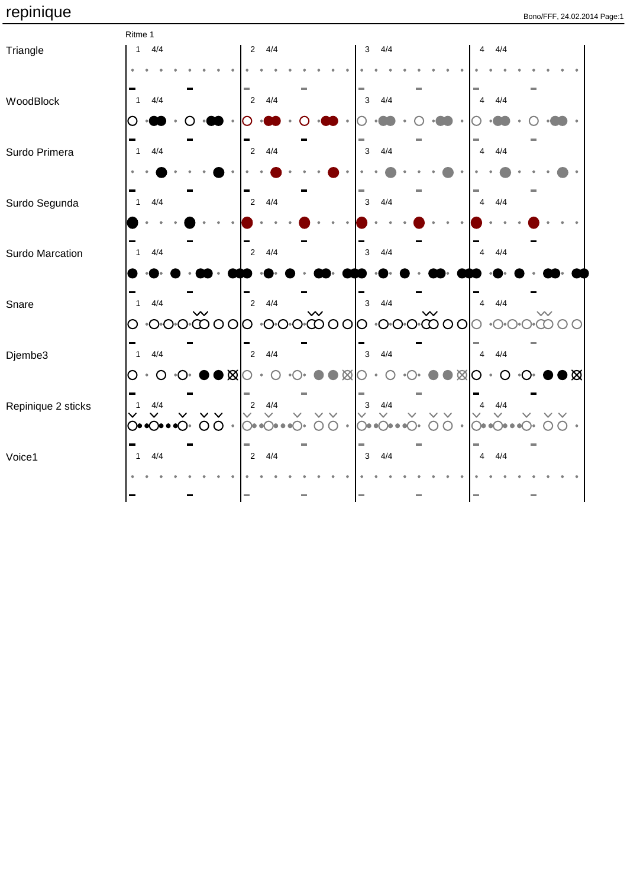# repinique

Ritme 1

Triangle

WoodBlock

Surdo Primera

Surdo Segunda

Surdo Marcation

Snare

Djembe3

Repinique 2 sticks

Voice1

1 4/4 | 2 4/4 | 3 4/4 | 4 4/4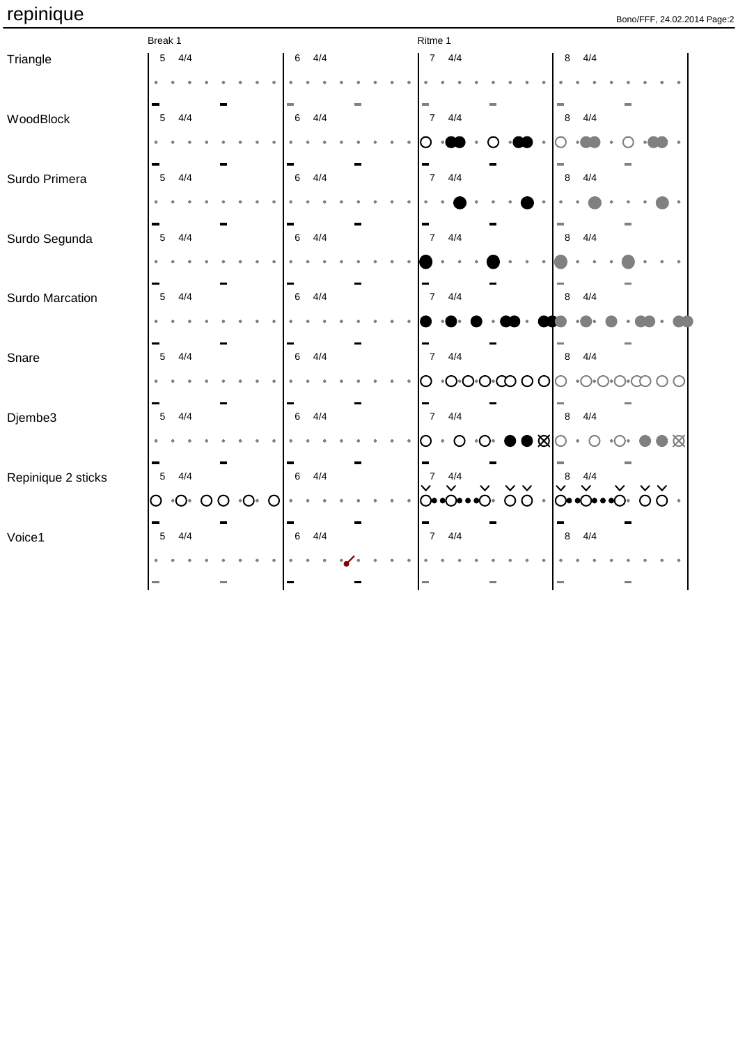# repinique

Bono/FFF, 24.02.2014

Break 1 — Ritme 1

Triangle
5 4/4 · 6 4/4 · 7 4/4 · 8 4/4

WoodBlock
5 4/4 · 6 4/4 · 7 4/4 · 8 4/4

Surdo Primera
5 4/4 · 6 4/4 · 7 4/4 · 8 4/4

Surdo Segunda
5 4/4 · 6 4/4 · 7 4/4 · 8 4/4

Surdo Marcation
5 4/4 · 6 4/4 · 7 4/4 · 8 4/4

Snare
5 4/4 · 6 4/4 · 7 4/4 · 8 4/4

Djembe3
5 4/4 · 6 4/4 · 7 4/4 · 8 4/4

Repinique 2 sticks
5 4/4 · 6 4/4 · 7 4/4 · 8 4/4

Voice1
5 4/4 · 6 4/4 · 7 4/4 · 8 4/4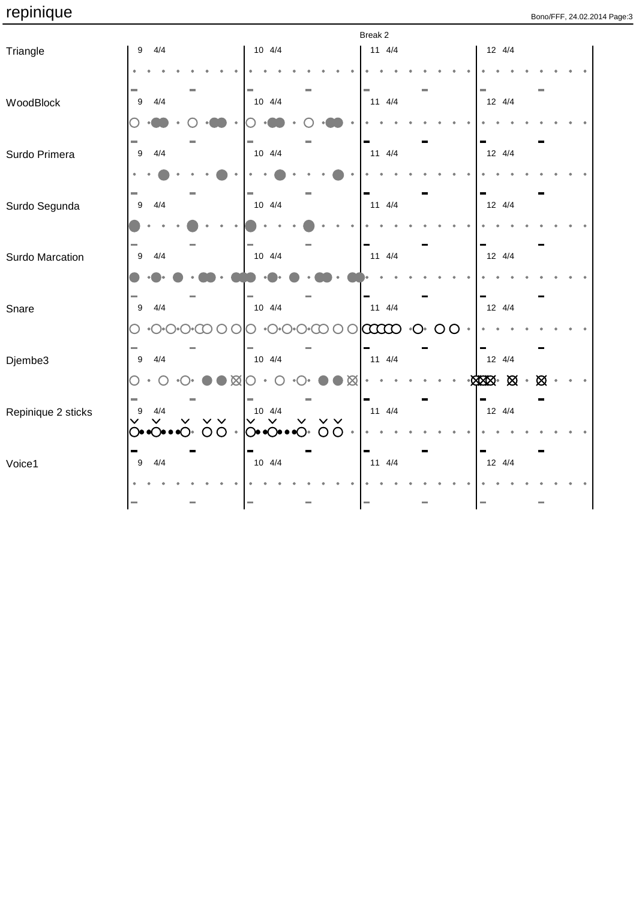# repinique

Break 2

| | 9 4/4 | 10 4/4 | 11 4/4 | 12 4/4 |
|---|---|---|---|---|
| Triangle | | | | |
| WoodBlock | | | | |
| Surdo Primera | | | | |
| Surdo Segunda | | | | |
| Surdo Marcation | | | | |
| Snare | | | | |
| Djembe3 | | | | |
| Repinique 2 sticks | | | | |
| Voice1 | | | | |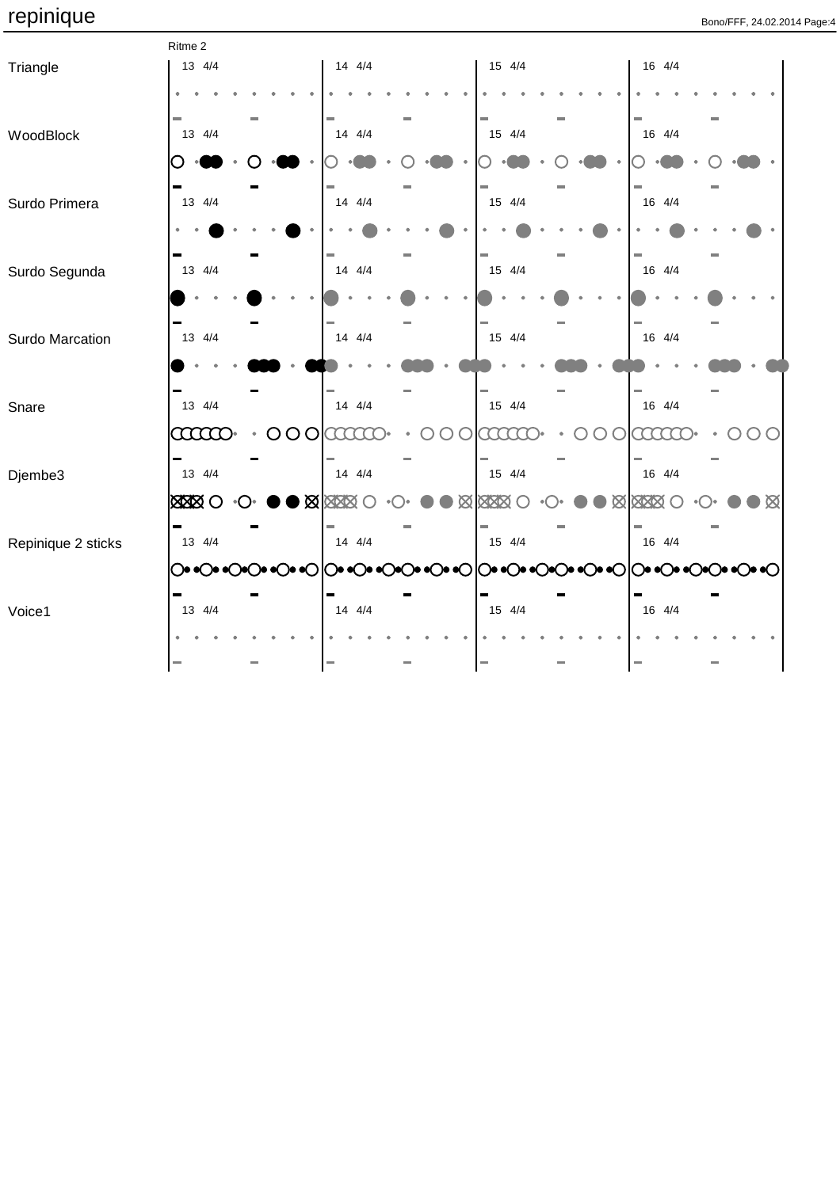# repinique

Ritme 2

Triangle
13 4/4 | 14 4/4 | 15 4/4 | 16 4/4

WoodBlock
13 4/4 | 14 4/4 | 15 4/4 | 16 4/4

Surdo Primera
13 4/4 | 14 4/4 | 15 4/4 | 16 4/4

Surdo Segunda
13 4/4 | 14 4/4 | 15 4/4 | 16 4/4

Surdo Marcation
13 4/4 | 14 4/4 | 15 4/4 | 16 4/4

Snare
13 4/4 | 14 4/4 | 15 4/4 | 16 4/4

Djembe3
13 4/4 | 14 4/4 | 15 4/4 | 16 4/4

Repinique 2 sticks
13 4/4 | 14 4/4 | 15 4/4 | 16 4/4

Voice1
13 4/4 | 14 4/4 | 15 4/4 | 16 4/4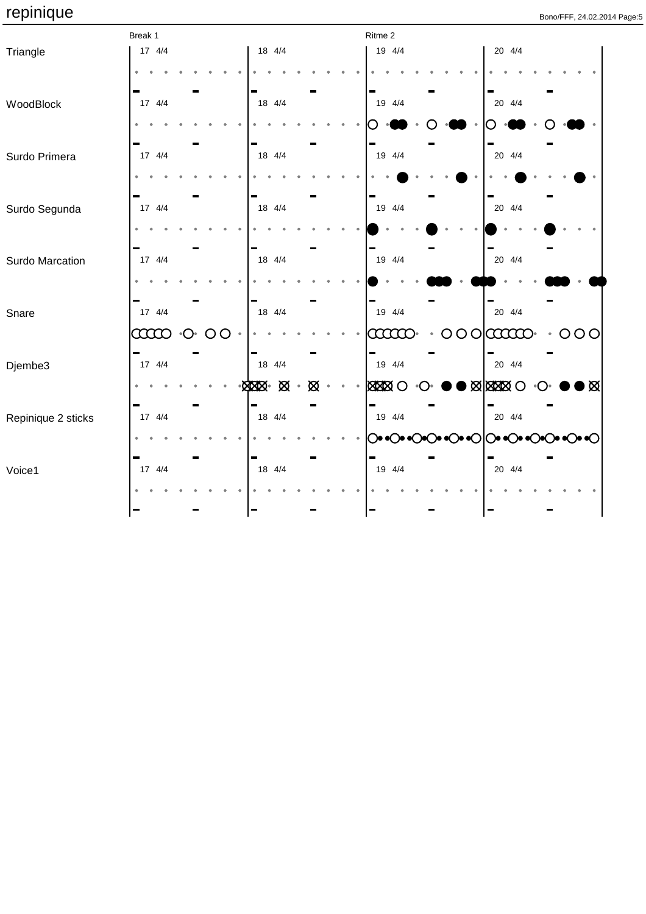# repinique

Break 1 | Ritme 2

| Instrument | 17 4/4 | 18 4/4 | 19 4/4 | 20 4/4 |
|---|---|---|---|---|
| Triangle | | | | |
| WoodBlock | | | | |
| Surdo Primera | | | | |
| Surdo Segunda | | | | |
| Surdo Marcation | | | | |
| Snare | | | | |
| Djembe3 | | | | |
| Repinique 2 sticks | | | | |
| Voice1 | | | | |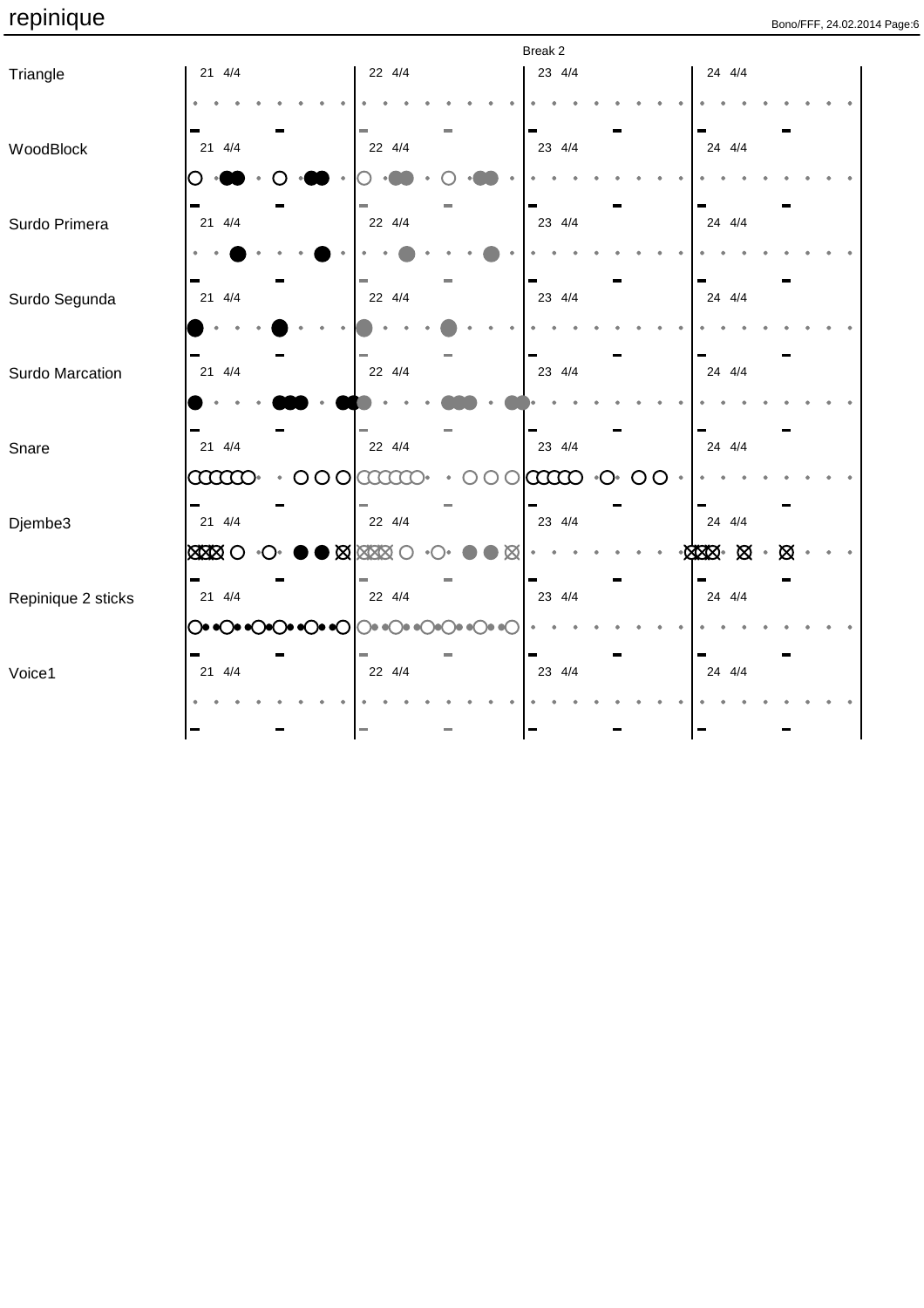# repinique

Break 2

| | | | | |
|---|---|---|---|---|
| Triangle | 21 4/4 | 22 4/4 | 23 4/4 | 24 4/4 |
| WoodBlock | 21 4/4 | 22 4/4 | 23 4/4 | 24 4/4 |
| Surdo Primera | 21 4/4 | 22 4/4 | 23 4/4 | 24 4/4 |
| Surdo Segunda | 21 4/4 | 22 4/4 | 23 4/4 | 24 4/4 |
| Surdo Marcation | 21 4/4 | 22 4/4 | 23 4/4 | 24 4/4 |
| Snare | 21 4/4 | 22 4/4 | 23 4/4 | 24 4/4 |
| Djembe3 | 21 4/4 | 22 4/4 | 23 4/4 | 24 4/4 |
| Repinique 2 sticks | 21 4/4 | 22 4/4 | 23 4/4 | 24 4/4 |
| Voice1 | 21 4/4 | 22 4/4 | 23 4/4 | 24 4/4 |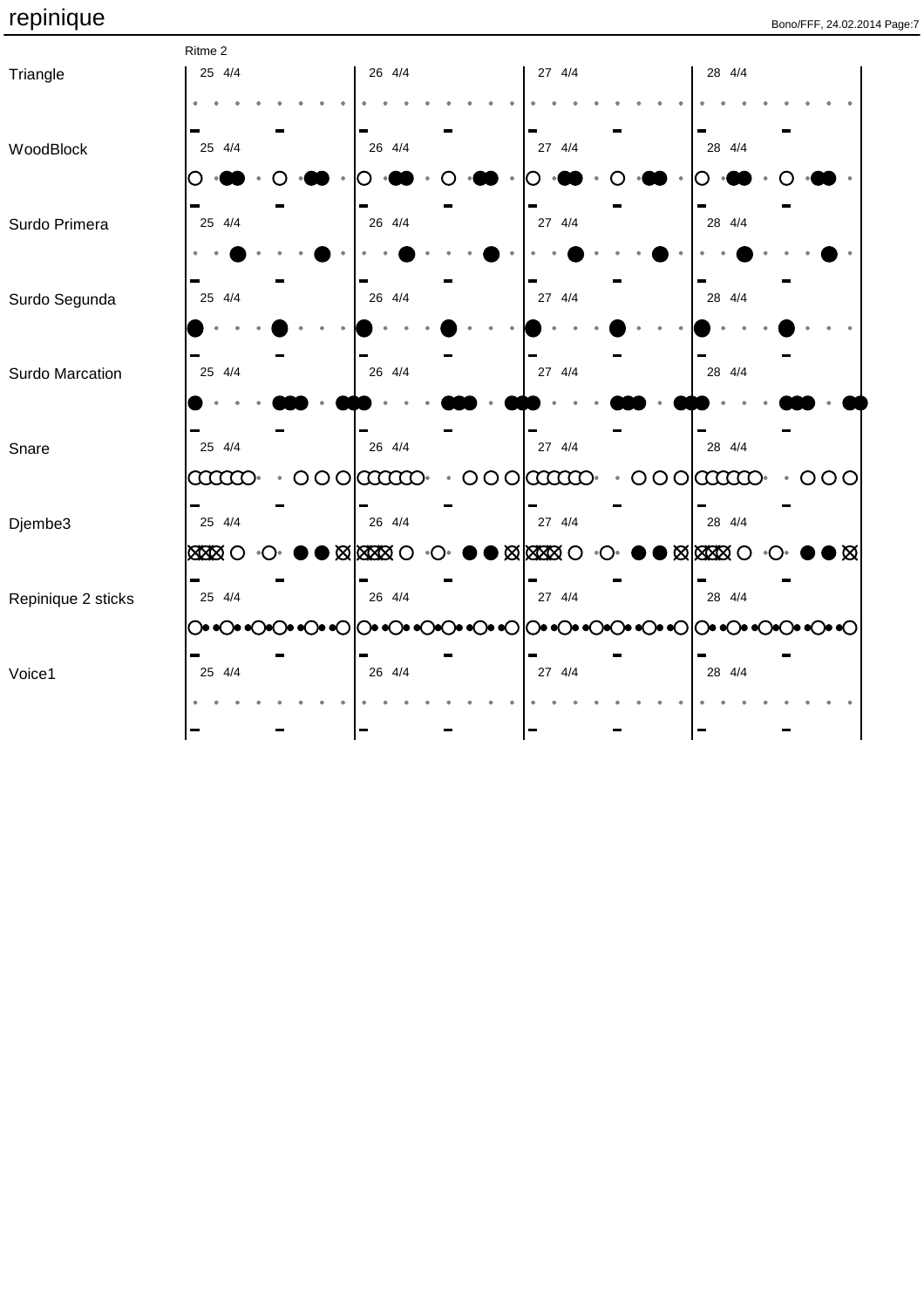# repinique

Ritme 2

Triangle
25 4/4 | 26 4/4 | 27 4/4 | 28 4/4

WoodBlock
25 4/4 | 26 4/4 | 27 4/4 | 28 4/4

Surdo Primera
25 4/4 | 26 4/4 | 27 4/4 | 28 4/4

Surdo Segunda
25 4/4 | 26 4/4 | 27 4/4 | 28 4/4

Surdo Marcation
25 4/4 | 26 4/4 | 27 4/4 | 28 4/4

Snare
25 4/4 | 26 4/4 | 27 4/4 | 28 4/4

Djembe3
25 4/4 | 26 4/4 | 27 4/4 | 28 4/4

Repinique 2 sticks
25 4/4 | 26 4/4 | 27 4/4 | 28 4/4

Voice1
25 4/4 | 26 4/4 | 27 4/4 | 28 4/4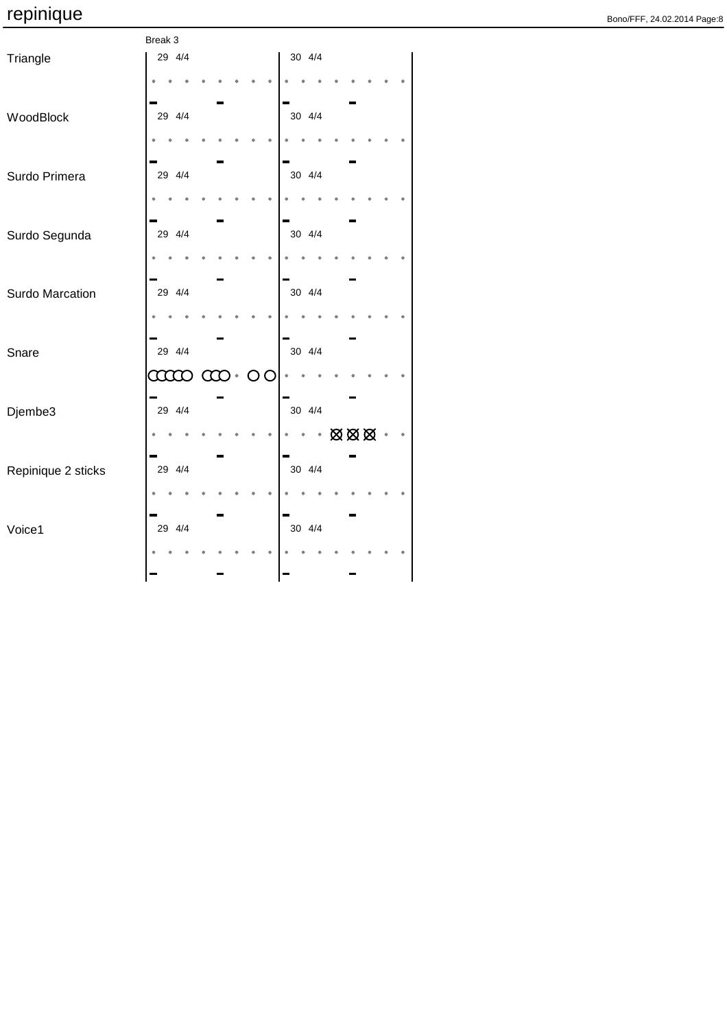# repinique

Break 3

Triangle
29 4/4
30 4/4

WoodBlock
29 4/4
30 4/4

Surdo Primera
29 4/4
30 4/4

Surdo Segunda
29 4/4
30 4/4

Surdo Marcation
29 4/4
30 4/4

Snare
29 4/4
30 4/4

Djembe3
29 4/4
30 4/4

Repinique 2 sticks
29 4/4
30 4/4

Voice1
29 4/4
30 4/4